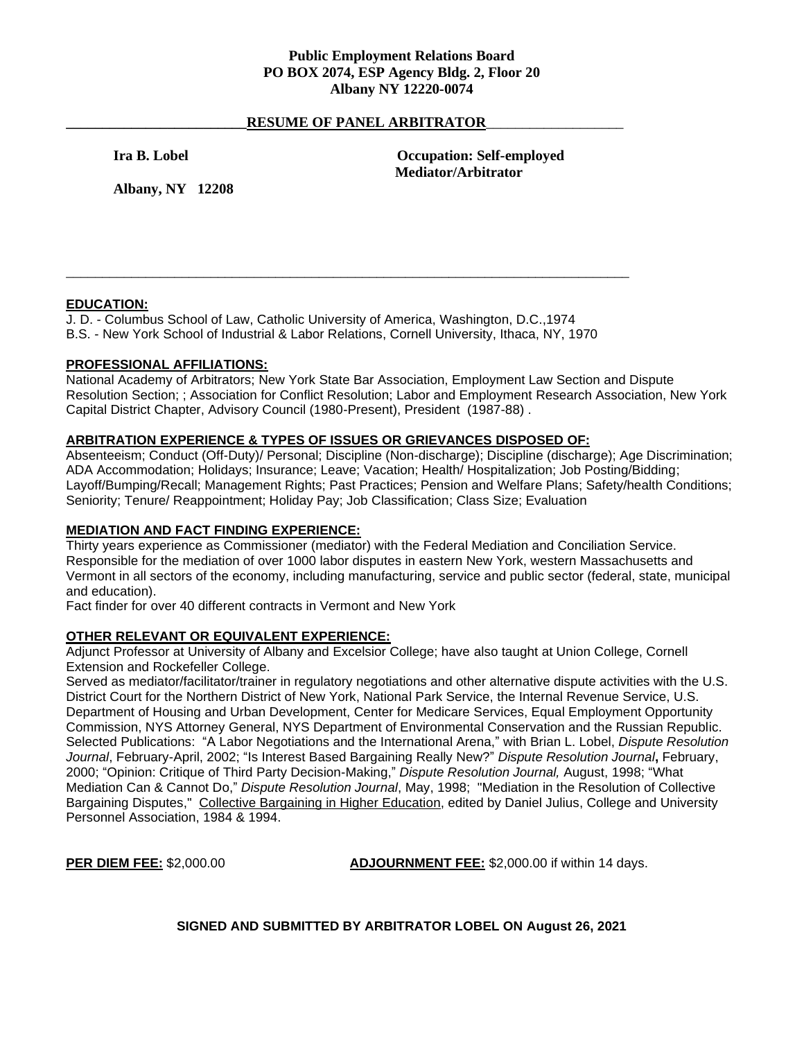**Public Employment Relations Board**
**PO BOX 2074, ESP Agency Bldg. 2, Floor 20**
**Albany NY 12220-0074**

## RESUME OF PANEL ARBITRATOR

**Ira B. Lobel** **Occupation: Self-employed Mediator/Arbitrator**

**Albany, NY 12208**

---

**EDUCATION:**

J. D. - Columbus School of Law, Catholic University of America, Washington, D.C.,1974
B.S. - New York School of Industrial & Labor Relations, Cornell University, Ithaca, NY, 1970

**PROFESSIONAL AFFILIATIONS:**

National Academy of Arbitrators; New York State Bar Association, Employment Law Section and Dispute Resolution Section; ; Association for Conflict Resolution; Labor and Employment Research Association, New York Capital District Chapter, Advisory Council (1980-Present), President (1987-88) .

**ARBITRATION EXPERIENCE & TYPES OF ISSUES OR GRIEVANCES DISPOSED OF:**

Absenteeism; Conduct (Off-Duty)/ Personal; Discipline (Non-discharge); Discipline (discharge); Age Discrimination; ADA Accommodation; Holidays; Insurance; Leave; Vacation; Health/ Hospitalization; Job Posting/Bidding; Layoff/Bumping/Recall; Management Rights; Past Practices; Pension and Welfare Plans; Safety/health Conditions; Seniority; Tenure/ Reappointment; Holiday Pay; Job Classification; Class Size; Evaluation

**MEDIATION AND FACT FINDING EXPERIENCE:**

Thirty years experience as Commissioner (mediator) with the Federal Mediation and Conciliation Service. Responsible for the mediation of over 1000 labor disputes in eastern New York, western Massachusetts and Vermont in all sectors of the economy, including manufacturing, service and public sector (federal, state, municipal and education).

Fact finder for over 40 different contracts in Vermont and New York

**OTHER RELEVANT OR EQUIVALENT EXPERIENCE:**

Adjunct Professor at University of Albany and Excelsior College; have also taught at Union College, Cornell Extension and Rockefeller College.

Served as mediator/facilitator/trainer in regulatory negotiations and other alternative dispute activities with the U.S. District Court for the Northern District of New York, National Park Service, the Internal Revenue Service, U.S. Department of Housing and Urban Development, Center for Medicare Services, Equal Employment Opportunity Commission, NYS Attorney General, NYS Department of Environmental Conservation and the Russian Republic.

Selected Publications: "A Labor Negotiations and the International Arena," with Brian L. Lobel, *Dispute Resolution Journal*, February-April, 2002; "Is Interest Based Bargaining Really New?" *Dispute Resolution Journal***,** February, 2000; "Opinion: Critique of Third Party Decision-Making," *Dispute Resolution Journal,* August, 1998; "What Mediation Can & Cannot Do," *Dispute Resolution Journal*, May, 1998; "Mediation in the Resolution of Collective Bargaining Disputes," Collective Bargaining in Higher Education, edited by Daniel Julius, College and University Personnel Association, 1984 & 1994.

**PER DIEM FEE:** $2,000.00 **ADJOURNMENT FEE:** $2,000.00 if within 14 days.

**SIGNED AND SUBMITTED BY ARBITRATOR LOBEL ON August 26, 2021**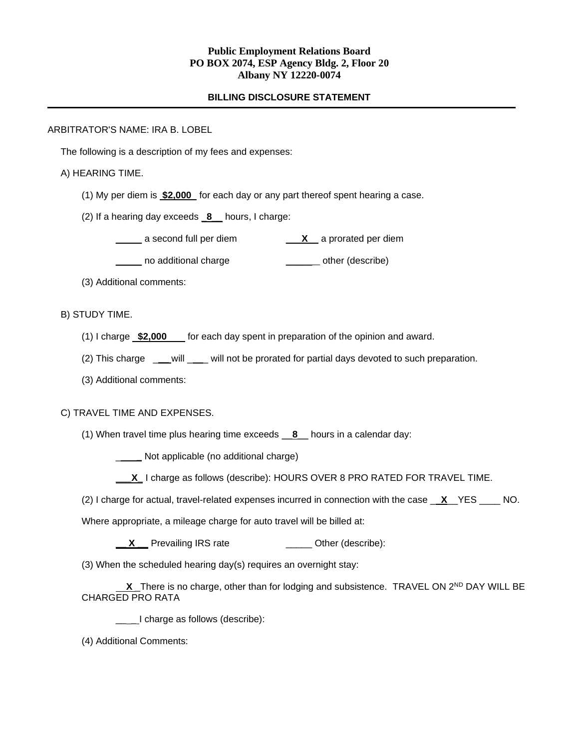**Public Employment Relations Board**
**PO BOX 2074, ESP Agency Bldg. 2, Floor 20**
**Albany NY 12220-0074**

**BILLING DISCLOSURE STATEMENT**

---

ARBITRATOR'S NAME: IRA B. LOBEL

The following is a description of my fees and expenses:

A) HEARING TIME.

(1) My per diem is **$2,000** for each day or any part thereof spent hearing a case.

(2) If a hearing day exceeds **8** hours, I charge:

_____ a second full per diem    **X** a prorated per diem

_____ no additional charge    _____ other (describe)

(3) Additional comments:

B) STUDY TIME.

(1) I charge **$2,000** for each day spent in preparation of the opinion and award.

(2) This charge ___will ___ will not be prorated for partial days devoted to such preparation.

(3) Additional comments:

C) TRAVEL TIME AND EXPENSES.

(1) When travel time plus hearing time exceeds **8** hours in a calendar day:

_____ Not applicable (no additional charge)

**X** I charge as follows (describe): HOURS OVER 8 PRO RATED FOR TRAVEL TIME.

(2) I charge for actual, travel-related expenses incurred in connection with the case **X** YES ____ NO.

Where appropriate, a mileage charge for auto travel will be billed at:

**X** Prevailing IRS rate    _____ Other (describe):

(3) When the scheduled hearing day(s) requires an overnight stay:

**X** There is no charge, other than for lodging and subsistence. TRAVEL ON 2ND DAY WILL BE CHARGED PRO RATA

____I charge as follows (describe):

(4) Additional Comments: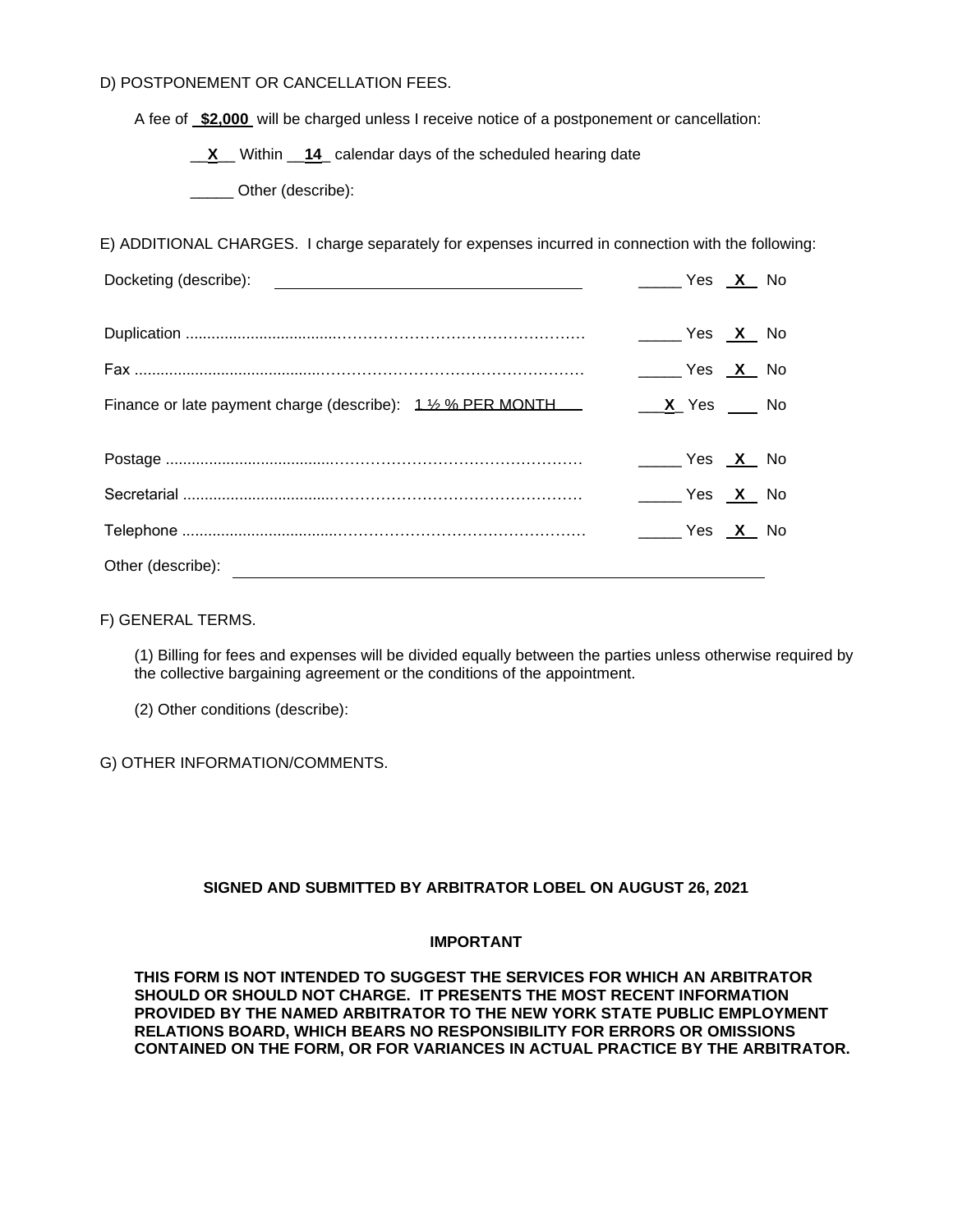D) POSTPONEMENT OR CANCELLATION FEES.

A fee of **$2,000** will be charged unless I receive notice of a postponement or cancellation:

__**X**__ Within __**14**_ calendar days of the scheduled hearing date

_____ Other (describe):

E) ADDITIONAL CHARGES. I charge separately for expenses incurred in connection with the following:

| | | |
|---|---|---|
| Docketing (describe): | _____ Yes | **X** No |
| Duplication | _____ Yes | **X** No |
| Fax | _____ Yes | **X** No |
| Finance or late payment charge (describe): 1 ½ % PER MONTH | **X** Yes | ___ No |
| Postage | _____ Yes | **X** No |
| Secretarial | _____ Yes | **X** No |
| Telephone | _____ Yes | **X** No |
| Other (describe): | | |

F) GENERAL TERMS.

(1) Billing for fees and expenses will be divided equally between the parties unless otherwise required by the collective bargaining agreement or the conditions of the appointment.

(2) Other conditions (describe):

G) OTHER INFORMATION/COMMENTS.

**SIGNED AND SUBMITTED BY ARBITRATOR LOBEL ON AUGUST 26, 2021**

**IMPORTANT**

**THIS FORM IS NOT INTENDED TO SUGGEST THE SERVICES FOR WHICH AN ARBITRATOR SHOULD OR SHOULD NOT CHARGE. IT PRESENTS THE MOST RECENT INFORMATION PROVIDED BY THE NAMED ARBITRATOR TO THE NEW YORK STATE PUBLIC EMPLOYMENT RELATIONS BOARD, WHICH BEARS NO RESPONSIBILITY FOR ERRORS OR OMISSIONS CONTAINED ON THE FORM, OR FOR VARIANCES IN ACTUAL PRACTICE BY THE ARBITRATOR.**